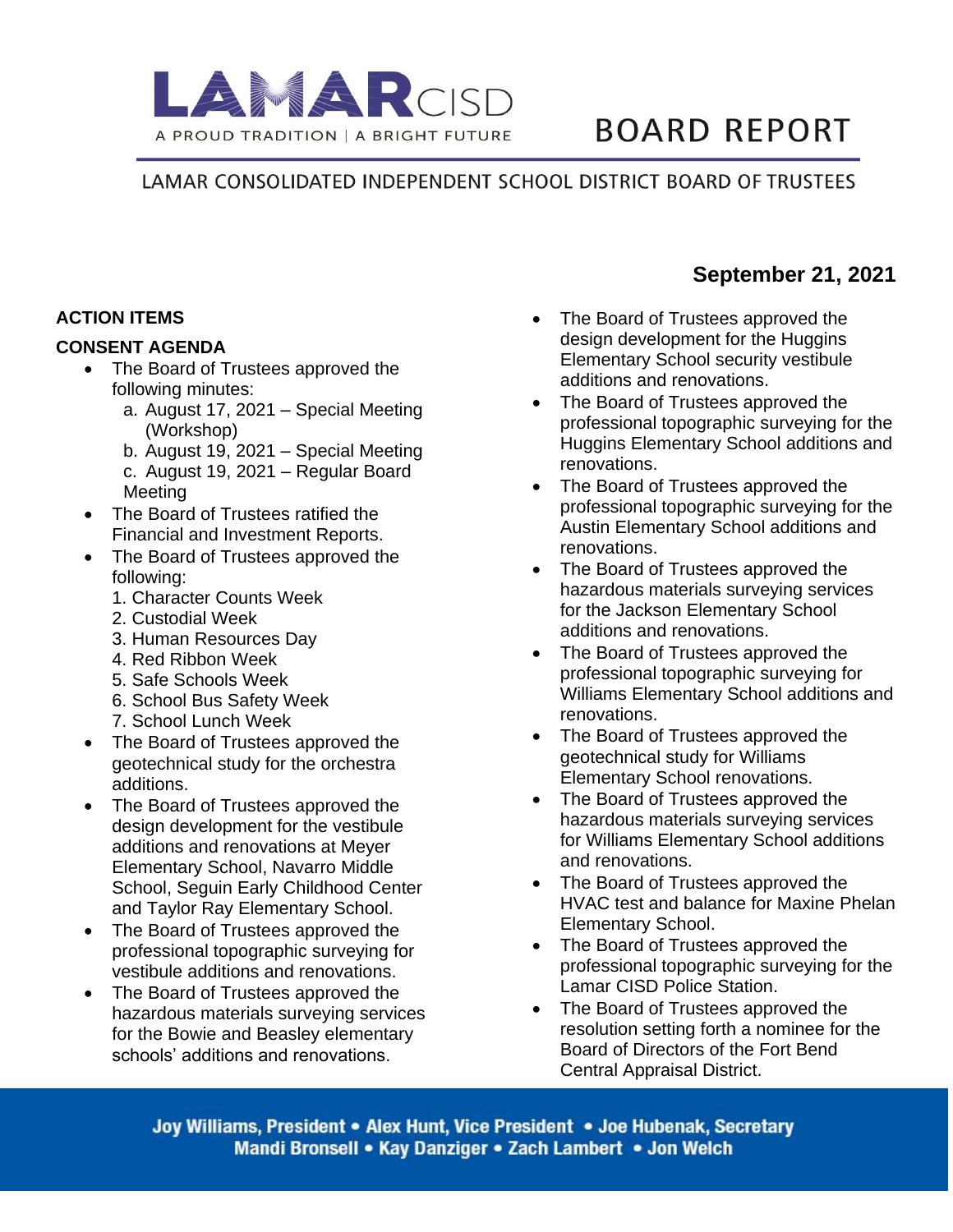LAMAR CISD

A PROUD TRADITION | A BRIGHT FUTURE

# BOARD REPORT

LAMAR CONSOLIDATED INDEPENDENT SCHOOL DISTRICT BOARD OF TRUSTEES

**September 21, 2021**

## ACTION ITEMS

### CONSENT AGENDA

- The Board of Trustees approved the following minutes:
  a. August 17, 2021 – Special Meeting (Workshop)
  b. August 19, 2021 – Special Meeting
  c. August 19, 2021 – Regular Board Meeting
- The Board of Trustees ratified the Financial and Investment Reports.
- The Board of Trustees approved the following:
  1. Character Counts Week
  2. Custodial Week
  3. Human Resources Day
  4. Red Ribbon Week
  5. Safe Schools Week
  6. School Bus Safety Week
  7. School Lunch Week
- The Board of Trustees approved the geotechnical study for the orchestra additions.
- The Board of Trustees approved the design development for the vestibule additions and renovations at Meyer Elementary School, Navarro Middle School, Seguin Early Childhood Center and Taylor Ray Elementary School.
- The Board of Trustees approved the professional topographic surveying for vestibule additions and renovations.
- The Board of Trustees approved the hazardous materials surveying services for the Bowie and Beasley elementary schools' additions and renovations.
- The Board of Trustees approved the design development for the Huggins Elementary School security vestibule additions and renovations.
- The Board of Trustees approved the professional topographic surveying for the Huggins Elementary School additions and renovations.
- The Board of Trustees approved the professional topographic surveying for the Austin Elementary School additions and renovations.
- The Board of Trustees approved the hazardous materials surveying services for the Jackson Elementary School additions and renovations.
- The Board of Trustees approved the professional topographic surveying for Williams Elementary School additions and renovations.
- The Board of Trustees approved the geotechnical study for Williams Elementary School renovations.
- The Board of Trustees approved the hazardous materials surveying services for Williams Elementary School additions and renovations.
- The Board of Trustees approved the HVAC test and balance for Maxine Phelan Elementary School.
- The Board of Trustees approved the professional topographic surveying for the Lamar CISD Police Station.
- The Board of Trustees approved the resolution setting forth a nominee for the Board of Directors of the Fort Bend Central Appraisal District.

**Joy Williams, President • Alex Hunt, Vice President • Joe Hubenak, Secretary**
**Mandi Bronsell • Kay Danziger • Zach Lambert • Jon Welch**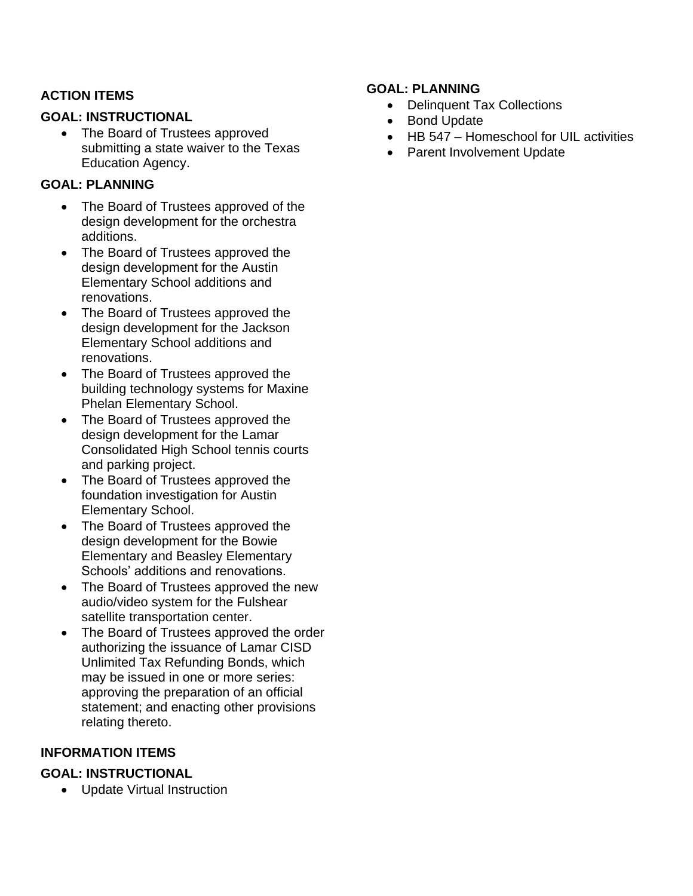## ACTION ITEMS

### GOAL: INSTRUCTIONAL

- The Board of Trustees approved submitting a state waiver to the Texas Education Agency.

### GOAL: PLANNING

- The Board of Trustees approved of the design development for the orchestra additions.
- The Board of Trustees approved the design development for the Austin Elementary School additions and renovations.
- The Board of Trustees approved the design development for the Jackson Elementary School additions and renovations.
- The Board of Trustees approved the building technology systems for Maxine Phelan Elementary School.
- The Board of Trustees approved the design development for the Lamar Consolidated High School tennis courts and parking project.
- The Board of Trustees approved the foundation investigation for Austin Elementary School.
- The Board of Trustees approved the design development for the Bowie Elementary and Beasley Elementary Schools' additions and renovations.
- The Board of Trustees approved the new audio/video system for the Fulshear satellite transportation center.
- The Board of Trustees approved the order authorizing the issuance of Lamar CISD Unlimited Tax Refunding Bonds, which may be issued in one or more series: approving the preparation of an official statement; and enacting other provisions relating thereto.

## INFORMATION ITEMS

### GOAL: INSTRUCTIONAL

- Update Virtual Instruction

### GOAL: PLANNING

- Delinquent Tax Collections
- Bond Update
- HB 547 – Homeschool for UIL activities
- Parent Involvement Update